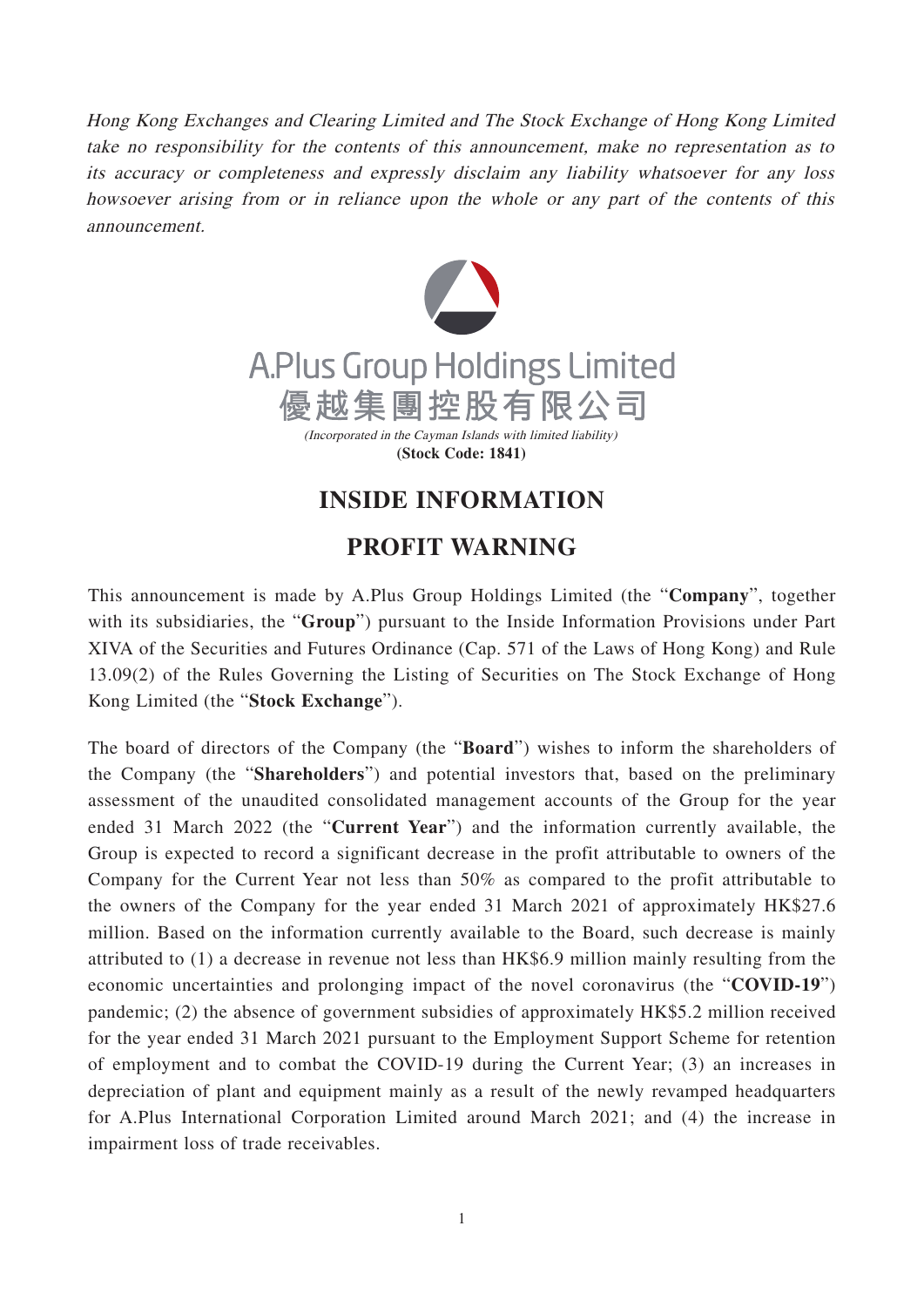*Hong Kong Exchanges and Clearing Limited and The Stock Exchange of Hong Kong Limited take no responsibility for the contents of this announcement, make no representation as to its accuracy or completeness and expressly disclaim any liability whatsoever for any loss howsoever arising from or in reliance upon the whole or any part of the contents of this announcement.*

**A.Plus Group Holdings Limited**

**優越集團控股有限公司**

*(Incorporated in the Cayman Islands with limited liability)*

**(Stock Code: 1841)**

# INSIDE INFORMATION

# PROFIT WARNING

This announcement is made by A.Plus Group Holdings Limited (the "**Company**", together with its subsidiaries, the "**Group**") pursuant to the Inside Information Provisions under Part XIVA of the Securities and Futures Ordinance (Cap. 571 of the Laws of Hong Kong) and Rule 13.09(2) of the Rules Governing the Listing of Securities on The Stock Exchange of Hong Kong Limited (the "**Stock Exchange**").

The board of directors of the Company (the "**Board**") wishes to inform the shareholders of the Company (the "**Shareholders**") and potential investors that, based on the preliminary assessment of the unaudited consolidated management accounts of the Group for the year ended 31 March 2022 (the "**Current Year**") and the information currently available, the Group is expected to record a significant decrease in the profit attributable to owners of the Company for the Current Year not less than 50% as compared to the profit attributable to the owners of the Company for the year ended 31 March 2021 of approximately HK$27.6 million. Based on the information currently available to the Board, such decrease is mainly attributed to (1) a decrease in revenue not less than HK$6.9 million mainly resulting from the economic uncertainties and prolonging impact of the novel coronavirus (the "**COVID-19**") pandemic; (2) the absence of government subsidies of approximately HK$5.2 million received for the year ended 31 March 2021 pursuant to the Employment Support Scheme for retention of employment and to combat the COVID-19 during the Current Year; (3) an increases in depreciation of plant and equipment mainly as a result of the newly revamped headquarters for A.Plus International Corporation Limited around March 2021; and (4) the increase in impairment loss of trade receivables.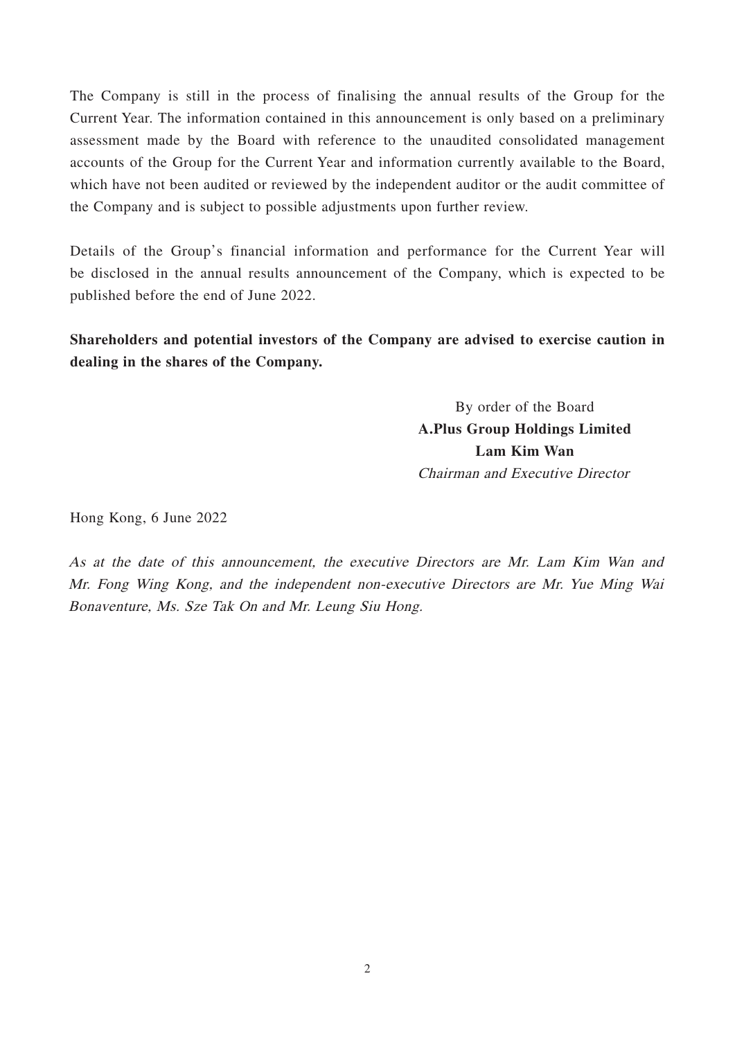The Company is still in the process of finalising the annual results of the Group for the Current Year. The information contained in this announcement is only based on a preliminary assessment made by the Board with reference to the unaudited consolidated management accounts of the Group for the Current Year and information currently available to the Board, which have not been audited or reviewed by the independent auditor or the audit committee of the Company and is subject to possible adjustments upon further review.

Details of the Group's financial information and performance for the Current Year will be disclosed in the annual results announcement of the Company, which is expected to be published before the end of June 2022.

**Shareholders and potential investors of the Company are advised to exercise caution in dealing in the shares of the Company.**

By order of the Board
**A.Plus Group Holdings Limited**
**Lam Kim Wan**
*Chairman and Executive Director*

Hong Kong, 6 June 2022

*As at the date of this announcement, the executive Directors are Mr. Lam Kim Wan and Mr. Fong Wing Kong, and the independent non-executive Directors are Mr. Yue Ming Wai Bonaventure, Ms. Sze Tak On and Mr. Leung Siu Hong.*